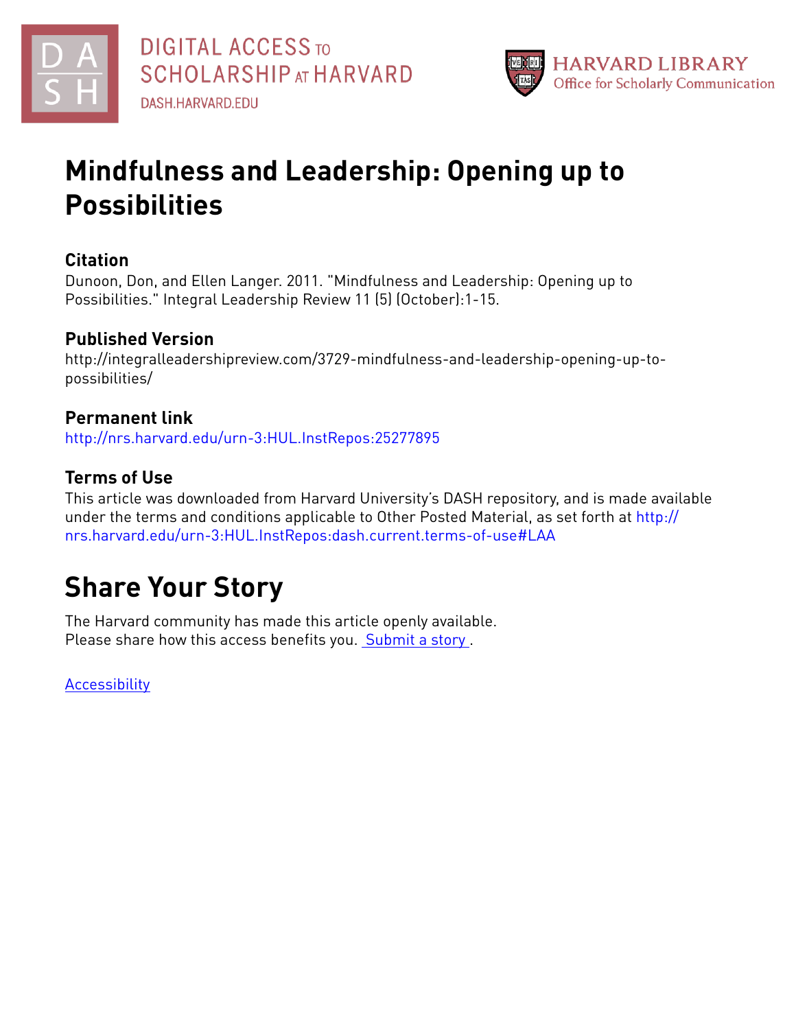DIGITAL ACCESS TO SCHOLARSHIP AT HARVARD
DASH.HARVARD.EDU

HARVARD LIBRARY
Office for Scholarly Communication

# Mindfulness and Leadership: Opening up to Possibilities

### Citation

Dunoon, Don, and Ellen Langer. 2011. "Mindfulness and Leadership: Opening up to Possibilities." Integral Leadership Review 11 (5) (October):1-15.

### Published Version

http://integralleadershipreview.com/3729-mindfulness-and-leadership-opening-up-to-possibilities/

### Permanent link

http://nrs.harvard.edu/urn-3:HUL.InstRepos:25277895

### Terms of Use

This article was downloaded from Harvard University's DASH repository, and is made available under the terms and conditions applicable to Other Posted Material, as set forth at http://nrs.harvard.edu/urn-3:HUL.InstRepos:dash.current.terms-of-use#LAA

## Share Your Story

The Harvard community has made this article openly available.
Please share how this access benefits you. Submit a story .

Accessibility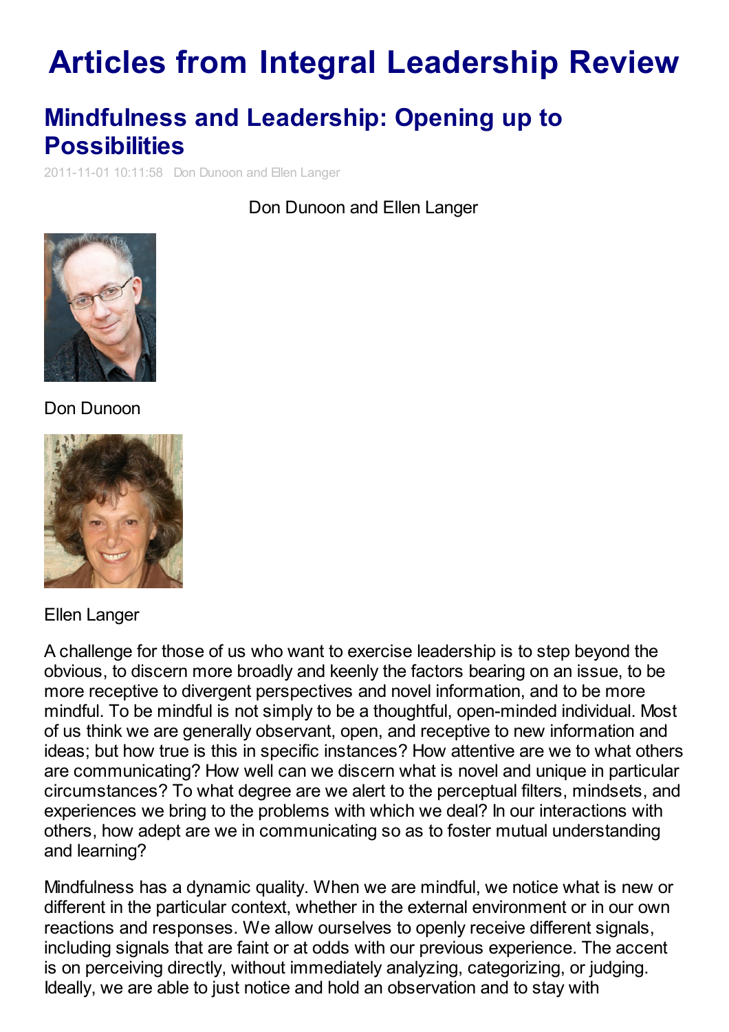# Articles from Integral Leadership Review

## Mindfulness and Leadership: Opening up to Possibilities

2011-11-01 10:11:58 Don Dunoon and Ellen Langer

Don Dunoon and Ellen Langer

Don Dunoon

Ellen Langer

A challenge for those of us who want to exercise leadership is to step beyond the obvious, to discern more broadly and keenly the factors bearing on an issue, to be more receptive to divergent perspectives and novel information, and to be more mindful. To be mindful is not simply to be a thoughtful, open-minded individual. Most of us think we are generally observant, open, and receptive to new information and ideas; but how true is this in specific instances? How attentive are we to what others are communicating? How well can we discern what is novel and unique in particular circumstances? To what degree are we alert to the perceptual filters, mindsets, and experiences we bring to the problems with which we deal? In our interactions with others, how adept are we in communicating so as to foster mutual understanding and learning?

Mindfulness has a dynamic quality. When we are mindful, we notice what is new or different in the particular context, whether in the external environment or in our own reactions and responses. We allow ourselves to openly receive different signals, including signals that are faint or at odds with our previous experience. The accent is on perceiving directly, without immediately analyzing, categorizing, or judging. Ideally, we are able to just notice and hold an observation and to stay with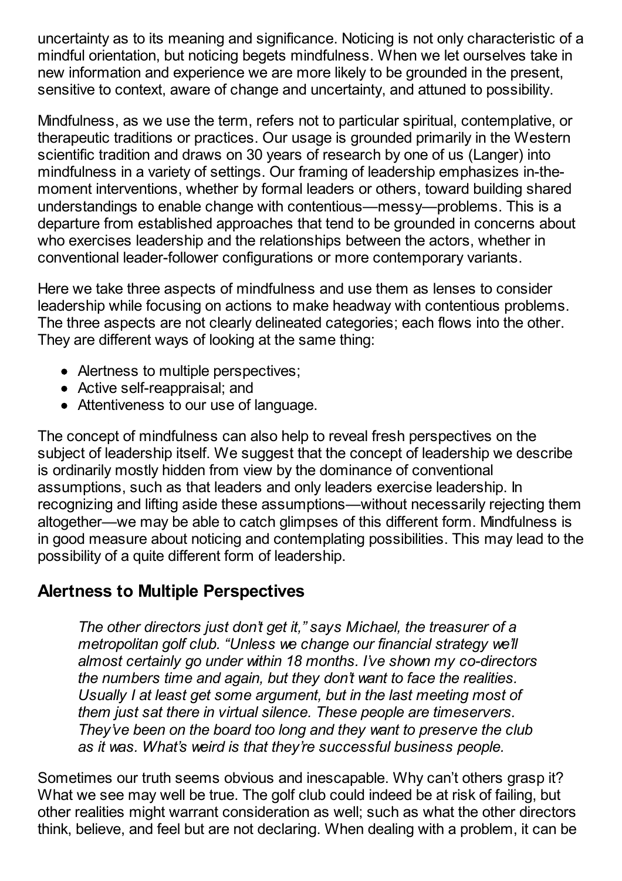uncertainty as to its meaning and significance. Noticing is not only characteristic of a mindful orientation, but noticing begets mindfulness. When we let ourselves take in new information and experience we are more likely to be grounded in the present, sensitive to context, aware of change and uncertainty, and attuned to possibility.

Mindfulness, as we use the term, refers not to particular spiritual, contemplative, or therapeutic traditions or practices. Our usage is grounded primarily in the Western scientific tradition and draws on 30 years of research by one of us (Langer) into mindfulness in a variety of settings. Our framing of leadership emphasizes in-the-moment interventions, whether by formal leaders or others, toward building shared understandings to enable change with contentious—messy—problems. This is a departure from established approaches that tend to be grounded in concerns about who exercises leadership and the relationships between the actors, whether in conventional leader-follower configurations or more contemporary variants.

Here we take three aspects of mindfulness and use them as lenses to consider leadership while focusing on actions to make headway with contentious problems. The three aspects are not clearly delineated categories; each flows into the other. They are different ways of looking at the same thing:

- Alertness to multiple perspectives;
- Active self-reappraisal; and
- Attentiveness to our use of language.

The concept of mindfulness can also help to reveal fresh perspectives on the subject of leadership itself. We suggest that the concept of leadership we describe is ordinarily mostly hidden from view by the dominance of conventional assumptions, such as that leaders and only leaders exercise leadership. In recognizing and lifting aside these assumptions—without necessarily rejecting them altogether—we may be able to catch glimpses of this different form. Mindfulness is in good measure about noticing and contemplating possibilities. This may lead to the possibility of a quite different form of leadership.

## Alertness to Multiple Perspectives

> *The other directors just don't get it," says Michael, the treasurer of a metropolitan golf club. "Unless we change our financial strategy we'll almost certainly go under within 18 months. I've shown my co-directors the numbers time and again, but they don't want to face the realities. Usually I at least get some argument, but in the last meeting most of them just sat there in virtual silence. These people are timeservers. They've been on the board too long and they want to preserve the club as it was. What's weird is that they're successful business people.*

Sometimes our truth seems obvious and inescapable. Why can't others grasp it? What we see may well be true. The golf club could indeed be at risk of failing, but other realities might warrant consideration as well; such as what the other directors think, believe, and feel but are not declaring. When dealing with a problem, it can be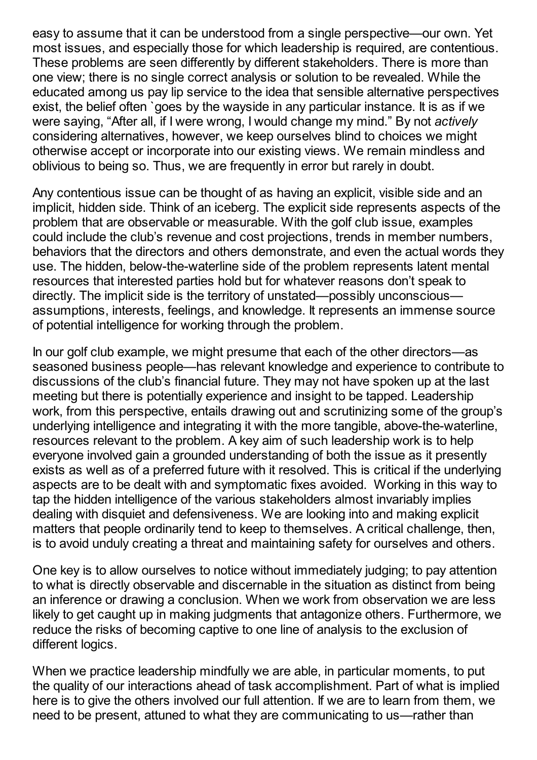easy to assume that it can be understood from a single perspective—our own. Yet most issues, and especially those for which leadership is required, are contentious. These problems are seen differently by different stakeholders. There is more than one view; there is no single correct analysis or solution to be revealed. While the educated among us pay lip service to the idea that sensible alternative perspectives exist, the belief often `goes by the wayside in any particular instance. It is as if we were saying, "After all, if I were wrong, I would change my mind." By not *actively* considering alternatives, however, we keep ourselves blind to choices we might otherwise accept or incorporate into our existing views. We remain mindless and oblivious to being so. Thus, we are frequently in error but rarely in doubt.

Any contentious issue can be thought of as having an explicit, visible side and an implicit, hidden side. Think of an iceberg. The explicit side represents aspects of the problem that are observable or measurable. With the golf club issue, examples could include the club's revenue and cost projections, trends in member numbers, behaviors that the directors and others demonstrate, and even the actual words they use. The hidden, below-the-waterline side of the problem represents latent mental resources that interested parties hold but for whatever reasons don't speak to directly. The implicit side is the territory of unstated—possibly unconscious—assumptions, interests, feelings, and knowledge. It represents an immense source of potential intelligence for working through the problem.

In our golf club example, we might presume that each of the other directors—as seasoned business people—has relevant knowledge and experience to contribute to discussions of the club's financial future. They may not have spoken up at the last meeting but there is potentially experience and insight to be tapped. Leadership work, from this perspective, entails drawing out and scrutinizing some of the group's underlying intelligence and integrating it with the more tangible, above-the-waterline, resources relevant to the problem. A key aim of such leadership work is to help everyone involved gain a grounded understanding of both the issue as it presently exists as well as of a preferred future with it resolved. This is critical if the underlying aspects are to be dealt with and symptomatic fixes avoided. Working in this way to tap the hidden intelligence of the various stakeholders almost invariably implies dealing with disquiet and defensiveness. We are looking into and making explicit matters that people ordinarily tend to keep to themselves. A critical challenge, then, is to avoid unduly creating a threat and maintaining safety for ourselves and others.

One key is to allow ourselves to notice without immediately judging; to pay attention to what is directly observable and discernable in the situation as distinct from being an inference or drawing a conclusion. When we work from observation we are less likely to get caught up in making judgments that antagonize others. Furthermore, we reduce the risks of becoming captive to one line of analysis to the exclusion of different logics.

When we practice leadership mindfully we are able, in particular moments, to put the quality of our interactions ahead of task accomplishment. Part of what is implied here is to give the others involved our full attention. If we are to learn from them, we need to be present, attuned to what they are communicating to us—rather than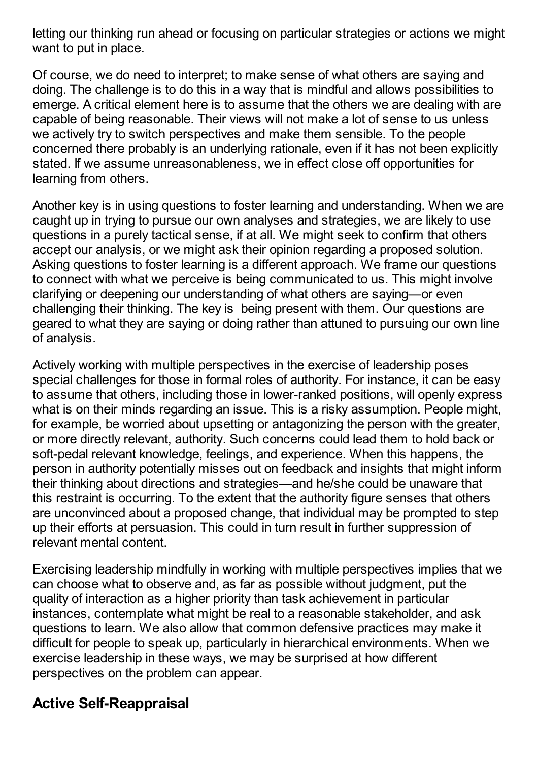letting our thinking run ahead or focusing on particular strategies or actions we might want to put in place.

Of course, we do need to interpret; to make sense of what others are saying and doing. The challenge is to do this in a way that is mindful and allows possibilities to emerge. A critical element here is to assume that the others we are dealing with are capable of being reasonable. Their views will not make a lot of sense to us unless we actively try to switch perspectives and make them sensible. To the people concerned there probably is an underlying rationale, even if it has not been explicitly stated. If we assume unreasonableness, we in effect close off opportunities for learning from others.

Another key is in using questions to foster learning and understanding. When we are caught up in trying to pursue our own analyses and strategies, we are likely to use questions in a purely tactical sense, if at all. We might seek to confirm that others accept our analysis, or we might ask their opinion regarding a proposed solution. Asking questions to foster learning is a different approach. We frame our questions to connect with what we perceive is being communicated to us. This might involve clarifying or deepening our understanding of what others are saying—or even challenging their thinking. The key is being present with them. Our questions are geared to what they are saying or doing rather than attuned to pursuing our own line of analysis.

Actively working with multiple perspectives in the exercise of leadership poses special challenges for those in formal roles of authority. For instance, it can be easy to assume that others, including those in lower-ranked positions, will openly express what is on their minds regarding an issue. This is a risky assumption. People might, for example, be worried about upsetting or antagonizing the person with the greater, or more directly relevant, authority. Such concerns could lead them to hold back or soft-pedal relevant knowledge, feelings, and experience. When this happens, the person in authority potentially misses out on feedback and insights that might inform their thinking about directions and strategies—and he/she could be unaware that this restraint is occurring. To the extent that the authority figure senses that others are unconvinced about a proposed change, that individual may be prompted to step up their efforts at persuasion. This could in turn result in further suppression of relevant mental content.

Exercising leadership mindfully in working with multiple perspectives implies that we can choose what to observe and, as far as possible without judgment, put the quality of interaction as a higher priority than task achievement in particular instances, contemplate what might be real to a reasonable stakeholder, and ask questions to learn. We also allow that common defensive practices may make it difficult for people to speak up, particularly in hierarchical environments. When we exercise leadership in these ways, we may be surprised at how different perspectives on the problem can appear.

## Active Self-Reappraisal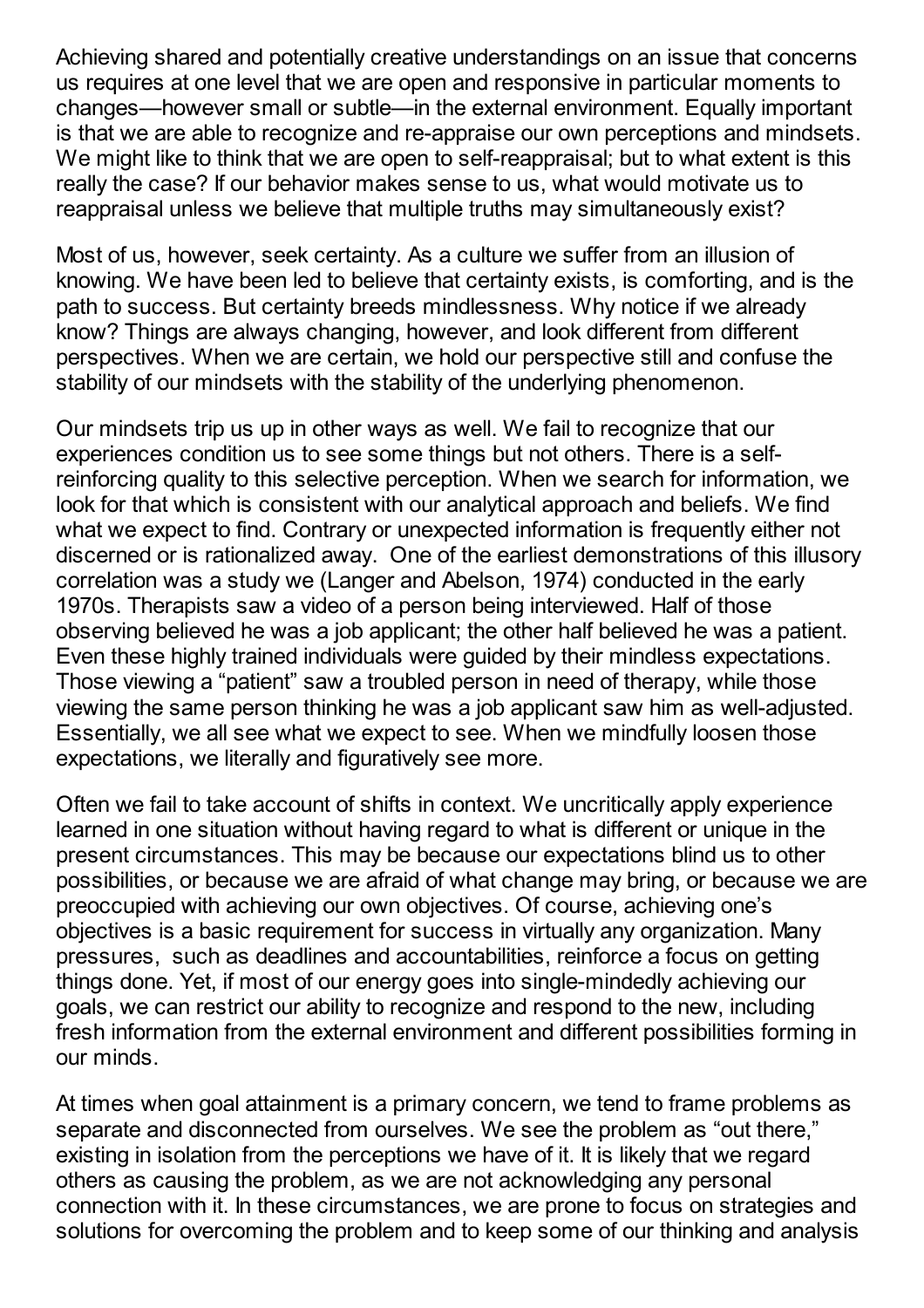Achieving shared and potentially creative understandings on an issue that concerns us requires at one level that we are open and responsive in particular moments to changes—however small or subtle—in the external environment. Equally important is that we are able to recognize and re-appraise our own perceptions and mindsets. We might like to think that we are open to self-reappraisal; but to what extent is this really the case? If our behavior makes sense to us, what would motivate us to reappraisal unless we believe that multiple truths may simultaneously exist?

Most of us, however, seek certainty. As a culture we suffer from an illusion of knowing. We have been led to believe that certainty exists, is comforting, and is the path to success. But certainty breeds mindlessness. Why notice if we already know? Things are always changing, however, and look different from different perspectives. When we are certain, we hold our perspective still and confuse the stability of our mindsets with the stability of the underlying phenomenon.

Our mindsets trip us up in other ways as well. We fail to recognize that our experiences condition us to see some things but not others. There is a self-reinforcing quality to this selective perception. When we search for information, we look for that which is consistent with our analytical approach and beliefs. We find what we expect to find. Contrary or unexpected information is frequently either not discerned or is rationalized away. One of the earliest demonstrations of this illusory correlation was a study we (Langer and Abelson, 1974) conducted in the early 1970s. Therapists saw a video of a person being interviewed. Half of those observing believed he was a job applicant; the other half believed he was a patient. Even these highly trained individuals were guided by their mindless expectations. Those viewing a "patient" saw a troubled person in need of therapy, while those viewing the same person thinking he was a job applicant saw him as well-adjusted. Essentially, we all see what we expect to see. When we mindfully loosen those expectations, we literally and figuratively see more.

Often we fail to take account of shifts in context. We uncritically apply experience learned in one situation without having regard to what is different or unique in the present circumstances. This may be because our expectations blind us to other possibilities, or because we are afraid of what change may bring, or because we are preoccupied with achieving our own objectives. Of course, achieving one's objectives is a basic requirement for success in virtually any organization. Many pressures, such as deadlines and accountabilities, reinforce a focus on getting things done. Yet, if most of our energy goes into single-mindedly achieving our goals, we can restrict our ability to recognize and respond to the new, including fresh information from the external environment and different possibilities forming in our minds.

At times when goal attainment is a primary concern, we tend to frame problems as separate and disconnected from ourselves. We see the problem as "out there," existing in isolation from the perceptions we have of it. It is likely that we regard others as causing the problem, as we are not acknowledging any personal connection with it. In these circumstances, we are prone to focus on strategies and solutions for overcoming the problem and to keep some of our thinking and analysis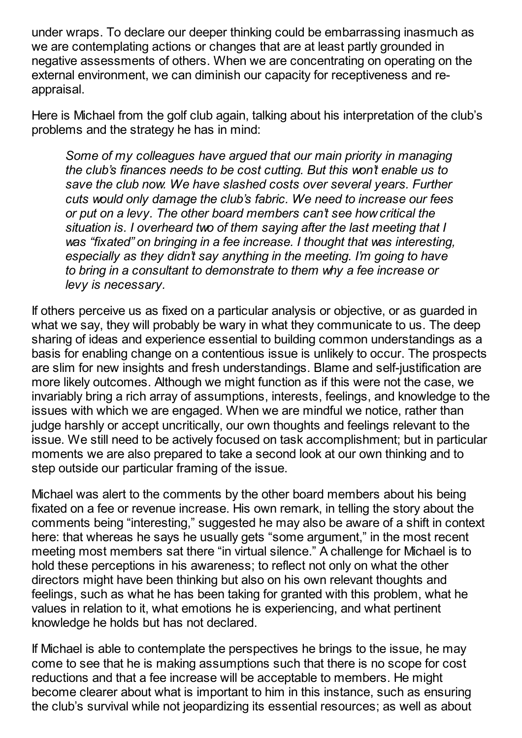under wraps. To declare our deeper thinking could be embarrassing inasmuch as we are contemplating actions or changes that are at least partly grounded in negative assessments of others. When we are concentrating on operating on the external environment, we can diminish our capacity for receptiveness and re-appraisal.

Here is Michael from the golf club again, talking about his interpretation of the club's problems and the strategy he has in mind:

> *Some of my colleagues have argued that our main priority in managing the club's finances needs to be cost cutting. But this won't enable us to save the club now. We have slashed costs over several years. Further cuts would only damage the club's fabric. We need to increase our fees or put on a levy. The other board members can't see how critical the situation is. I overheard two of them saying after the last meeting that I was "fixated" on bringing in a fee increase. I thought that was interesting, especially as they didn't say anything in the meeting. I'm going to have to bring in a consultant to demonstrate to them why a fee increase or levy is necessary.*

If others perceive us as fixed on a particular analysis or objective, or as guarded in what we say, they will probably be wary in what they communicate to us. The deep sharing of ideas and experience essential to building common understandings as a basis for enabling change on a contentious issue is unlikely to occur. The prospects are slim for new insights and fresh understandings. Blame and self-justification are more likely outcomes. Although we might function as if this were not the case, we invariably bring a rich array of assumptions, interests, feelings, and knowledge to the issues with which we are engaged. When we are mindful we notice, rather than judge harshly or accept uncritically, our own thoughts and feelings relevant to the issue. We still need to be actively focused on task accomplishment; but in particular moments we are also prepared to take a second look at our own thinking and to step outside our particular framing of the issue.

Michael was alert to the comments by the other board members about his being fixated on a fee or revenue increase. His own remark, in telling the story about the comments being "interesting," suggested he may also be aware of a shift in context here: that whereas he says he usually gets "some argument," in the most recent meeting most members sat there "in virtual silence." A challenge for Michael is to hold these perceptions in his awareness; to reflect not only on what the other directors might have been thinking but also on his own relevant thoughts and feelings, such as what he has been taking for granted with this problem, what he values in relation to it, what emotions he is experiencing, and what pertinent knowledge he holds but has not declared.

If Michael is able to contemplate the perspectives he brings to the issue, he may come to see that he is making assumptions such that there is no scope for cost reductions and that a fee increase will be acceptable to members. He might become clearer about what is important to him in this instance, such as ensuring the club's survival while not jeopardizing its essential resources; as well as about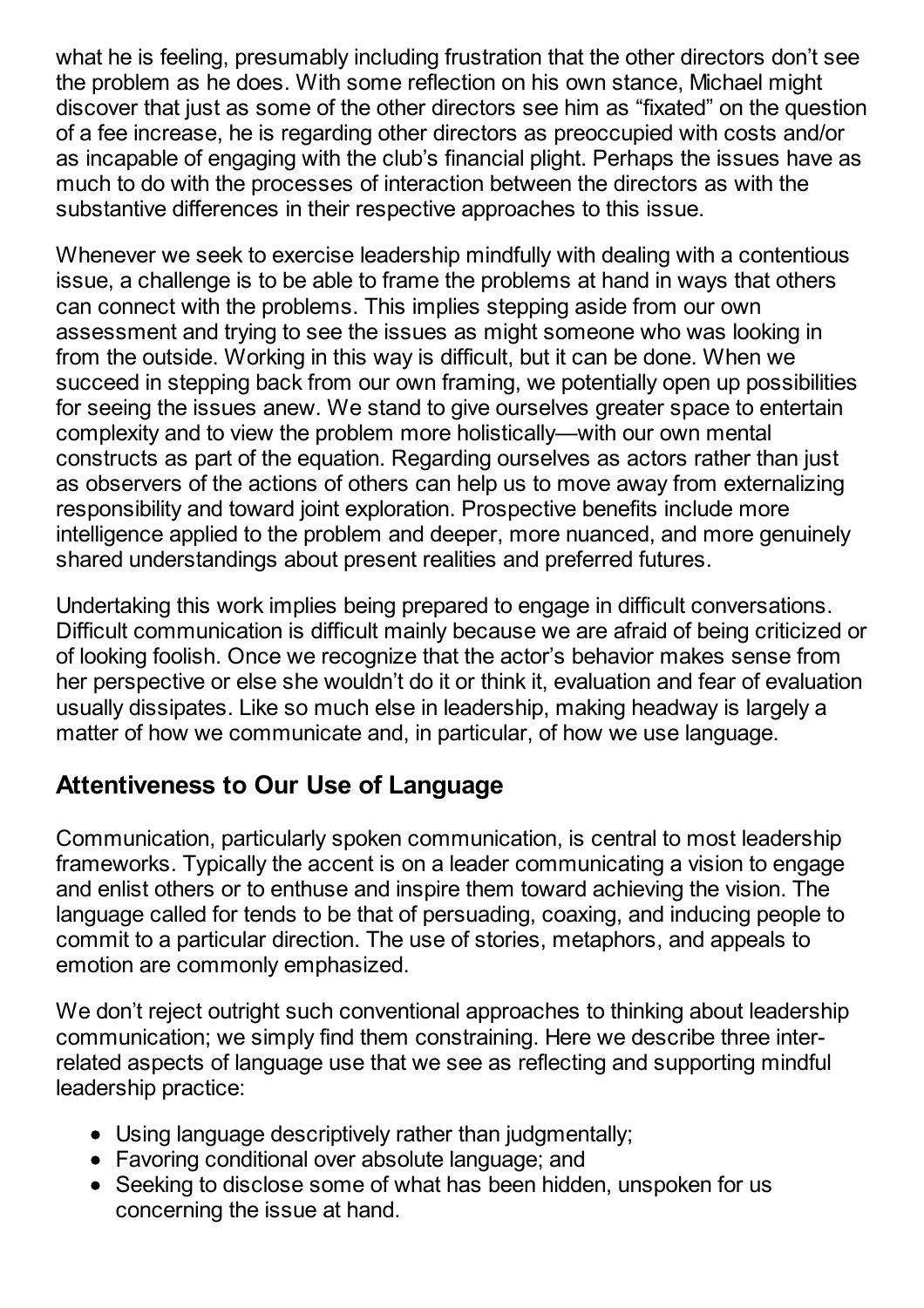what he is feeling, presumably including frustration that the other directors don't see the problem as he does. With some reflection on his own stance, Michael might discover that just as some of the other directors see him as "fixated" on the question of a fee increase, he is regarding other directors as preoccupied with costs and/or as incapable of engaging with the club's financial plight. Perhaps the issues have as much to do with the processes of interaction between the directors as with the substantive differences in their respective approaches to this issue.

Whenever we seek to exercise leadership mindfully with dealing with a contentious issue, a challenge is to be able to frame the problems at hand in ways that others can connect with the problems. This implies stepping aside from our own assessment and trying to see the issues as might someone who was looking in from the outside. Working in this way is difficult, but it can be done. When we succeed in stepping back from our own framing, we potentially open up possibilities for seeing the issues anew. We stand to give ourselves greater space to entertain complexity and to view the problem more holistically—with our own mental constructs as part of the equation. Regarding ourselves as actors rather than just as observers of the actions of others can help us to move away from externalizing responsibility and toward joint exploration. Prospective benefits include more intelligence applied to the problem and deeper, more nuanced, and more genuinely shared understandings about present realities and preferred futures.

Undertaking this work implies being prepared to engage in difficult conversations. Difficult communication is difficult mainly because we are afraid of being criticized or of looking foolish. Once we recognize that the actor's behavior makes sense from her perspective or else she wouldn't do it or think it, evaluation and fear of evaluation usually dissipates. Like so much else in leadership, making headway is largely a matter of how we communicate and, in particular, of how we use language.

## Attentiveness to Our Use of Language

Communication, particularly spoken communication, is central to most leadership frameworks. Typically the accent is on a leader communicating a vision to engage and enlist others or to enthuse and inspire them toward achieving the vision. The language called for tends to be that of persuading, coaxing, and inducing people to commit to a particular direction. The use of stories, metaphors, and appeals to emotion are commonly emphasized.

We don't reject outright such conventional approaches to thinking about leadership communication; we simply find them constraining. Here we describe three inter-related aspects of language use that we see as reflecting and supporting mindful leadership practice:

- Using language descriptively rather than judgmentally;
- Favoring conditional over absolute language; and
- Seeking to disclose some of what has been hidden, unspoken for us concerning the issue at hand.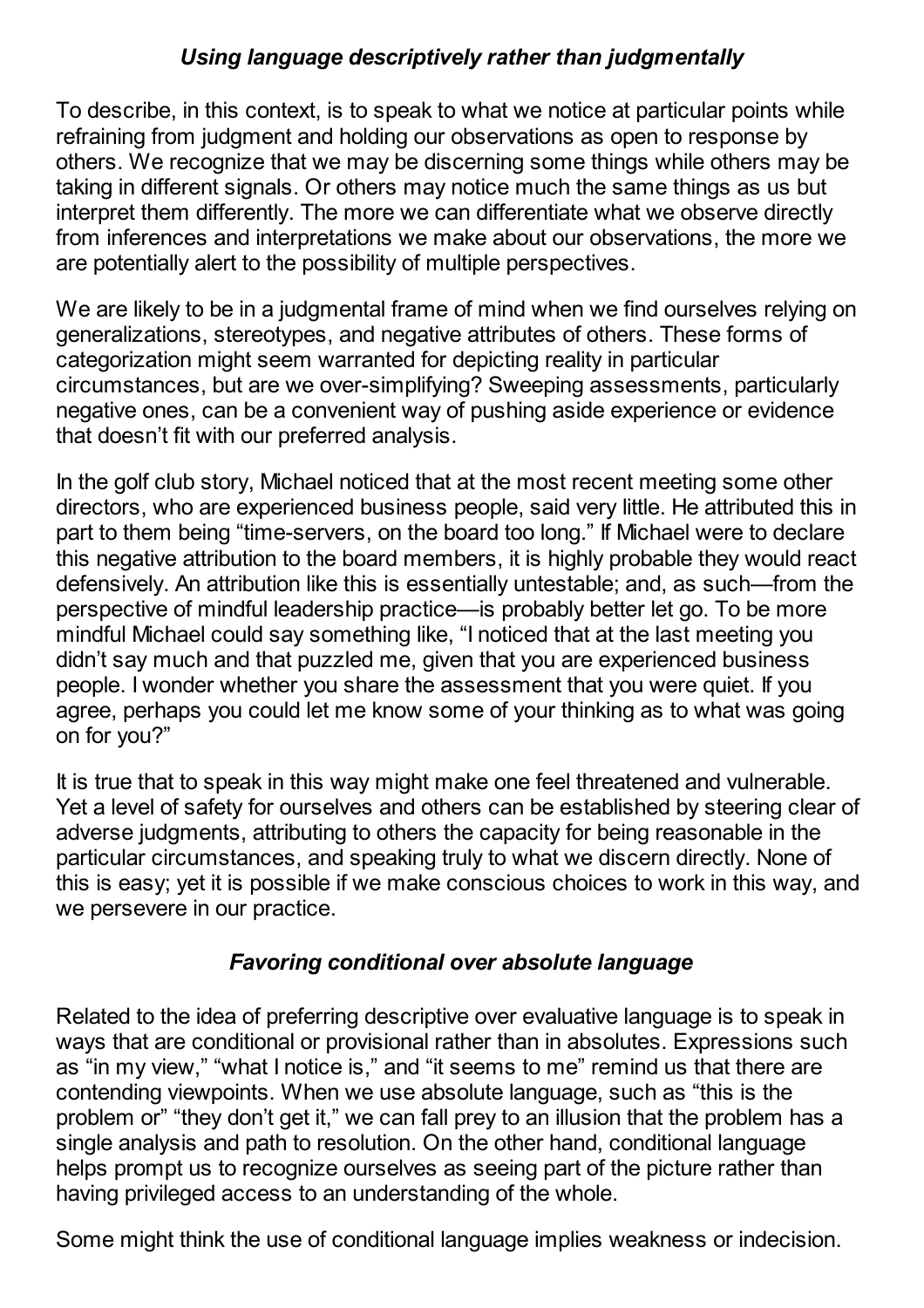### *Using language descriptively rather than judgmentally*

To describe, in this context, is to speak to what we notice at particular points while refraining from judgment and holding our observations as open to response by others. We recognize that we may be discerning some things while others may be taking in different signals. Or others may notice much the same things as us but interpret them differently. The more we can differentiate what we observe directly from inferences and interpretations we make about our observations, the more we are potentially alert to the possibility of multiple perspectives.

We are likely to be in a judgmental frame of mind when we find ourselves relying on generalizations, stereotypes, and negative attributes of others. These forms of categorization might seem warranted for depicting reality in particular circumstances, but are we over-simplifying? Sweeping assessments, particularly negative ones, can be a convenient way of pushing aside experience or evidence that doesn't fit with our preferred analysis.

In the golf club story, Michael noticed that at the most recent meeting some other directors, who are experienced business people, said very little. He attributed this in part to them being "time-servers, on the board too long." If Michael were to declare this negative attribution to the board members, it is highly probable they would react defensively. An attribution like this is essentially untestable; and, as such—from the perspective of mindful leadership practice—is probably better let go. To be more mindful Michael could say something like, "I noticed that at the last meeting you didn't say much and that puzzled me, given that you are experienced business people. I wonder whether you share the assessment that you were quiet. If you agree, perhaps you could let me know some of your thinking as to what was going on for you?"

It is true that to speak in this way might make one feel threatened and vulnerable. Yet a level of safety for ourselves and others can be established by steering clear of adverse judgments, attributing to others the capacity for being reasonable in the particular circumstances, and speaking truly to what we discern directly. None of this is easy; yet it is possible if we make conscious choices to work in this way, and we persevere in our practice.

### *Favoring conditional over absolute language*

Related to the idea of preferring descriptive over evaluative language is to speak in ways that are conditional or provisional rather than in absolutes. Expressions such as "in my view," "what I notice is," and "it seems to me" remind us that there are contending viewpoints. When we use absolute language, such as "this is the problem or" "they don't get it," we can fall prey to an illusion that the problem has a single analysis and path to resolution. On the other hand, conditional language helps prompt us to recognize ourselves as seeing part of the picture rather than having privileged access to an understanding of the whole.

Some might think the use of conditional language implies weakness or indecision.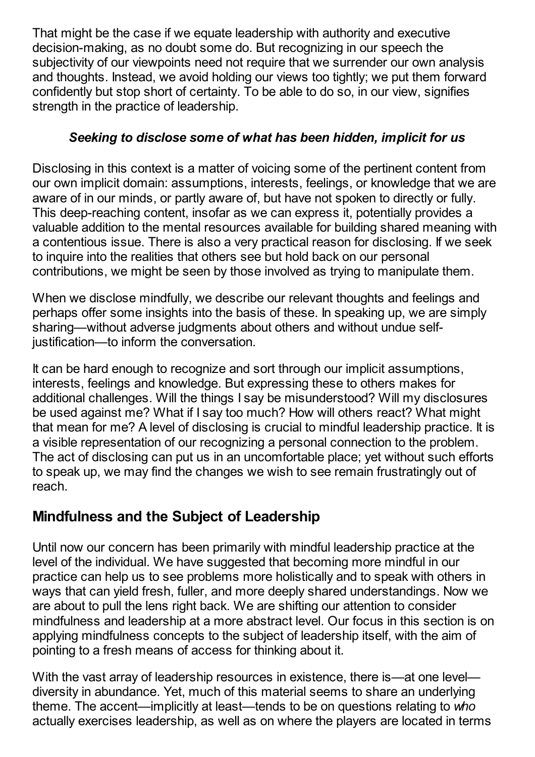That might be the case if we equate leadership with authority and executive decision-making, as no doubt some do. But recognizing in our speech the subjectivity of our viewpoints need not require that we surrender our own analysis and thoughts. Instead, we avoid holding our views too tightly; we put them forward confidently but stop short of certainty. To be able to do so, in our view, signifies strength in the practice of leadership.

***Seeking to disclose some of what has been hidden, implicit for us***

Disclosing in this context is a matter of voicing some of the pertinent content from our own implicit domain: assumptions, interests, feelings, or knowledge that we are aware of in our minds, or partly aware of, but have not spoken to directly or fully. This deep-reaching content, insofar as we can express it, potentially provides a valuable addition to the mental resources available for building shared meaning with a contentious issue. There is also a very practical reason for disclosing. If we seek to inquire into the realities that others see but hold back on our personal contributions, we might be seen by those involved as trying to manipulate them.

When we disclose mindfully, we describe our relevant thoughts and feelings and perhaps offer some insights into the basis of these. In speaking up, we are simply sharing—without adverse judgments about others and without undue self-justification—to inform the conversation.

It can be hard enough to recognize and sort through our implicit assumptions, interests, feelings and knowledge. But expressing these to others makes for additional challenges. Will the things I say be misunderstood? Will my disclosures be used against me? What if I say too much? How will others react? What might that mean for me? A level of disclosing is crucial to mindful leadership practice. It is a visible representation of our recognizing a personal connection to the problem. The act of disclosing can put us in an uncomfortable place; yet without such efforts to speak up, we may find the changes we wish to see remain frustratingly out of reach.

## Mindfulness and the Subject of Leadership

Until now our concern has been primarily with mindful leadership practice at the level of the individual. We have suggested that becoming more mindful in our practice can help us to see problems more holistically and to speak with others in ways that can yield fresh, fuller, and more deeply shared understandings. Now we are about to pull the lens right back. We are shifting our attention to consider mindfulness and leadership at a more abstract level. Our focus in this section is on applying mindfulness concepts to the subject of leadership itself, with the aim of pointing to a fresh means of access for thinking about it.

With the vast array of leadership resources in existence, there is—at one level—diversity in abundance. Yet, much of this material seems to share an underlying theme. The accent—implicitly at least—tends to be on questions relating to *who* actually exercises leadership, as well as on where the players are located in terms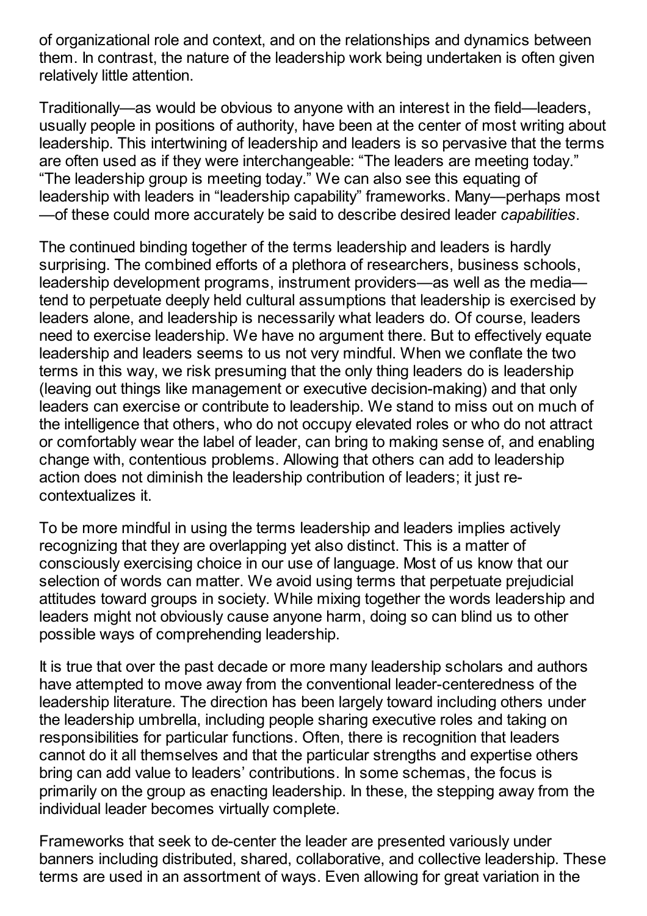of organizational role and context, and on the relationships and dynamics between them. In contrast, the nature of the leadership work being undertaken is often given relatively little attention.

Traditionally—as would be obvious to anyone with an interest in the field—leaders, usually people in positions of authority, have been at the center of most writing about leadership. This intertwining of leadership and leaders is so pervasive that the terms are often used as if they were interchangeable: "The leaders are meeting today." "The leadership group is meeting today." We can also see this equating of leadership with leaders in "leadership capability" frameworks. Many—perhaps most—of these could more accurately be said to describe desired leader *capabilities*.

The continued binding together of the terms leadership and leaders is hardly surprising. The combined efforts of a plethora of researchers, business schools, leadership development programs, instrument providers—as well as the media—tend to perpetuate deeply held cultural assumptions that leadership is exercised by leaders alone, and leadership is necessarily what leaders do. Of course, leaders need to exercise leadership. We have no argument there. But to effectively equate leadership and leaders seems to us not very mindful. When we conflate the two terms in this way, we risk presuming that the only thing leaders do is leadership (leaving out things like management or executive decision-making) and that only leaders can exercise or contribute to leadership. We stand to miss out on much of the intelligence that others, who do not occupy elevated roles or who do not attract or comfortably wear the label of leader, can bring to making sense of, and enabling change with, contentious problems. Allowing that others can add to leadership action does not diminish the leadership contribution of leaders; it just re-contextualizes it.

To be more mindful in using the terms leadership and leaders implies actively recognizing that they are overlapping yet also distinct. This is a matter of consciously exercising choice in our use of language. Most of us know that our selection of words can matter. We avoid using terms that perpetuate prejudicial attitudes toward groups in society. While mixing together the words leadership and leaders might not obviously cause anyone harm, doing so can blind us to other possible ways of comprehending leadership.

It is true that over the past decade or more many leadership scholars and authors have attempted to move away from the conventional leader-centeredness of the leadership literature. The direction has been largely toward including others under the leadership umbrella, including people sharing executive roles and taking on responsibilities for particular functions. Often, there is recognition that leaders cannot do it all themselves and that the particular strengths and expertise others bring can add value to leaders' contributions. In some schemas, the focus is primarily on the group as enacting leadership. In these, the stepping away from the individual leader becomes virtually complete.

Frameworks that seek to de-center the leader are presented variously under banners including distributed, shared, collaborative, and collective leadership. These terms are used in an assortment of ways. Even allowing for great variation in the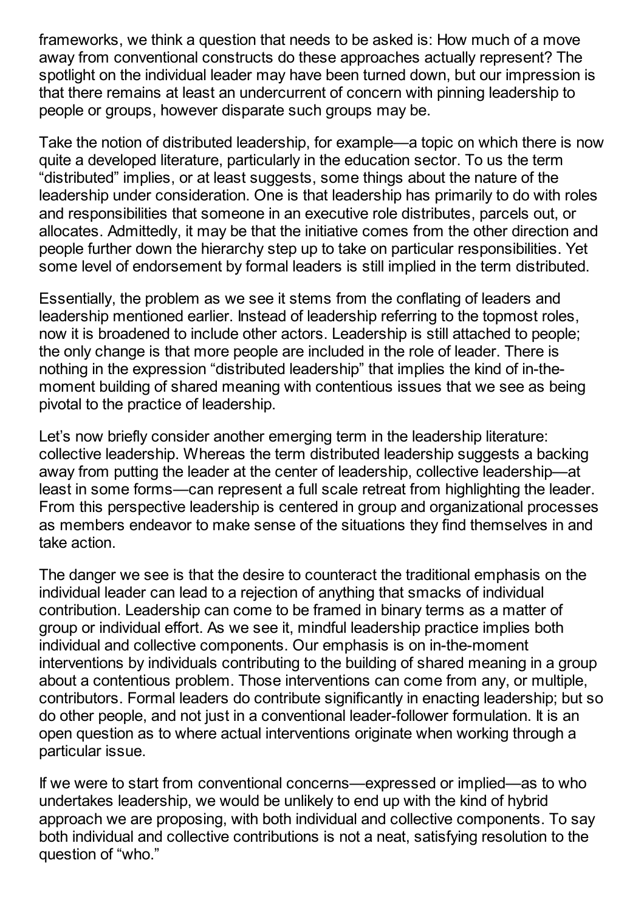frameworks, we think a question that needs to be asked is: How much of a move away from conventional constructs do these approaches actually represent? The spotlight on the individual leader may have been turned down, but our impression is that there remains at least an undercurrent of concern with pinning leadership to people or groups, however disparate such groups may be.

Take the notion of distributed leadership, for example—a topic on which there is now quite a developed literature, particularly in the education sector. To us the term "distributed" implies, or at least suggests, some things about the nature of the leadership under consideration. One is that leadership has primarily to do with roles and responsibilities that someone in an executive role distributes, parcels out, or allocates. Admittedly, it may be that the initiative comes from the other direction and people further down the hierarchy step up to take on particular responsibilities. Yet some level of endorsement by formal leaders is still implied in the term distributed.

Essentially, the problem as we see it stems from the conflating of leaders and leadership mentioned earlier. Instead of leadership referring to the topmost roles, now it is broadened to include other actors. Leadership is still attached to people; the only change is that more people are included in the role of leader. There is nothing in the expression "distributed leadership" that implies the kind of in-the-moment building of shared meaning with contentious issues that we see as being pivotal to the practice of leadership.

Let's now briefly consider another emerging term in the leadership literature: collective leadership. Whereas the term distributed leadership suggests a backing away from putting the leader at the center of leadership, collective leadership—at least in some forms—can represent a full scale retreat from highlighting the leader. From this perspective leadership is centered in group and organizational processes as members endeavor to make sense of the situations they find themselves in and take action.

The danger we see is that the desire to counteract the traditional emphasis on the individual leader can lead to a rejection of anything that smacks of individual contribution. Leadership can come to be framed in binary terms as a matter of group or individual effort. As we see it, mindful leadership practice implies both individual and collective components. Our emphasis is on in-the-moment interventions by individuals contributing to the building of shared meaning in a group about a contentious problem. Those interventions can come from any, or multiple, contributors. Formal leaders do contribute significantly in enacting leadership; but so do other people, and not just in a conventional leader-follower formulation. It is an open question as to where actual interventions originate when working through a particular issue.

If we were to start from conventional concerns—expressed or implied—as to who undertakes leadership, we would be unlikely to end up with the kind of hybrid approach we are proposing, with both individual and collective components. To say both individual and collective contributions is not a neat, satisfying resolution to the question of "who."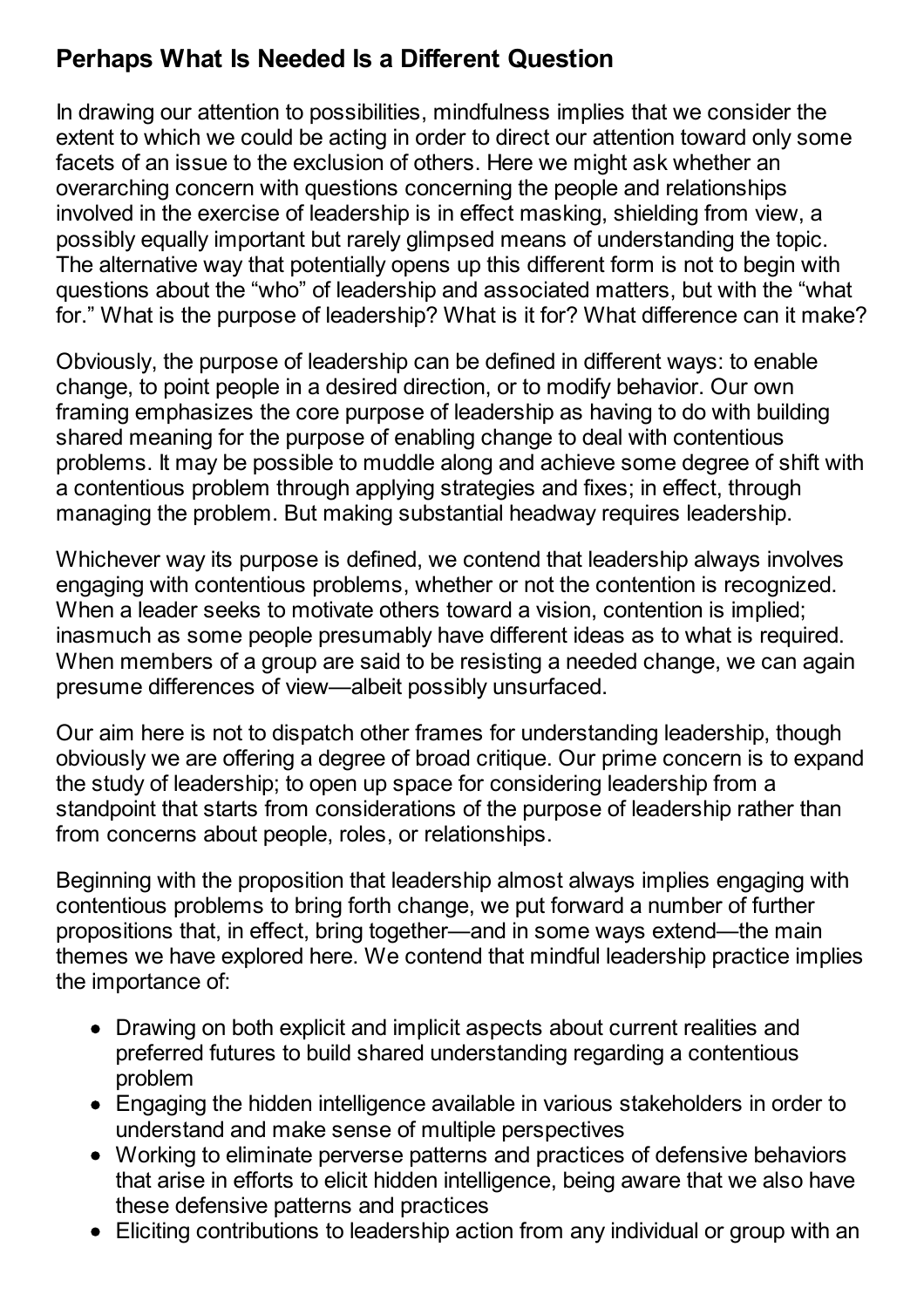## Perhaps What Is Needed Is a Different Question

In drawing our attention to possibilities, mindfulness implies that we consider the extent to which we could be acting in order to direct our attention toward only some facets of an issue to the exclusion of others. Here we might ask whether an overarching concern with questions concerning the people and relationships involved in the exercise of leadership is in effect masking, shielding from view, a possibly equally important but rarely glimpsed means of understanding the topic. The alternative way that potentially opens up this different form is not to begin with questions about the "who" of leadership and associated matters, but with the "what for." What is the purpose of leadership? What is it for? What difference can it make?

Obviously, the purpose of leadership can be defined in different ways: to enable change, to point people in a desired direction, or to modify behavior. Our own framing emphasizes the core purpose of leadership as having to do with building shared meaning for the purpose of enabling change to deal with contentious problems. It may be possible to muddle along and achieve some degree of shift with a contentious problem through applying strategies and fixes; in effect, through managing the problem. But making substantial headway requires leadership.

Whichever way its purpose is defined, we contend that leadership always involves engaging with contentious problems, whether or not the contention is recognized. When a leader seeks to motivate others toward a vision, contention is implied; inasmuch as some people presumably have different ideas as to what is required. When members of a group are said to be resisting a needed change, we can again presume differences of view—albeit possibly unsurfaced.

Our aim here is not to dispatch other frames for understanding leadership, though obviously we are offering a degree of broad critique. Our prime concern is to expand the study of leadership; to open up space for considering leadership from a standpoint that starts from considerations of the purpose of leadership rather than from concerns about people, roles, or relationships.

Beginning with the proposition that leadership almost always implies engaging with contentious problems to bring forth change, we put forward a number of further propositions that, in effect, bring together—and in some ways extend—the main themes we have explored here. We contend that mindful leadership practice implies the importance of:

- Drawing on both explicit and implicit aspects about current realities and preferred futures to build shared understanding regarding a contentious problem
- Engaging the hidden intelligence available in various stakeholders in order to understand and make sense of multiple perspectives
- Working to eliminate perverse patterns and practices of defensive behaviors that arise in efforts to elicit hidden intelligence, being aware that we also have these defensive patterns and practices
- Eliciting contributions to leadership action from any individual or group with an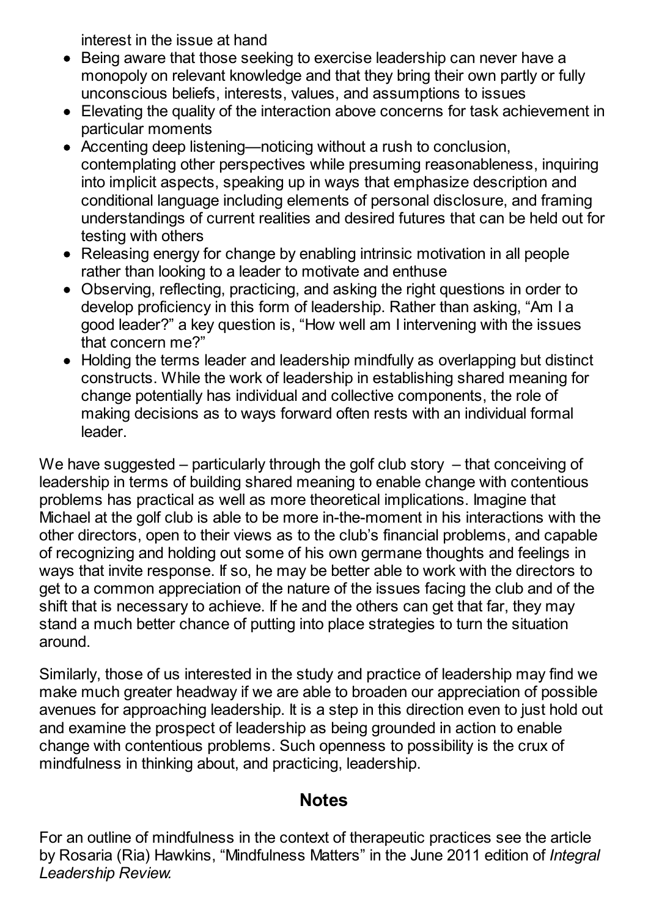interest in the issue at hand

- Being aware that those seeking to exercise leadership can never have a monopoly on relevant knowledge and that they bring their own partly or fully unconscious beliefs, interests, values, and assumptions to issues
- Elevating the quality of the interaction above concerns for task achievement in particular moments
- Accenting deep listening—noticing without a rush to conclusion, contemplating other perspectives while presuming reasonableness, inquiring into implicit aspects, speaking up in ways that emphasize description and conditional language including elements of personal disclosure, and framing understandings of current realities and desired futures that can be held out for testing with others
- Releasing energy for change by enabling intrinsic motivation in all people rather than looking to a leader to motivate and enthuse
- Observing, reflecting, practicing, and asking the right questions in order to develop proficiency in this form of leadership. Rather than asking, "Am I a good leader?" a key question is, "How well am I intervening with the issues that concern me?"
- Holding the terms leader and leadership mindfully as overlapping but distinct constructs. While the work of leadership in establishing shared meaning for change potentially has individual and collective components, the role of making decisions as to ways forward often rests with an individual formal leader.

We have suggested – particularly through the golf club story – that conceiving of leadership in terms of building shared meaning to enable change with contentious problems has practical as well as more theoretical implications. Imagine that Michael at the golf club is able to be more in-the-moment in his interactions with the other directors, open to their views as to the club's financial problems, and capable of recognizing and holding out some of his own germane thoughts and feelings in ways that invite response. If so, he may be better able to work with the directors to get to a common appreciation of the nature of the issues facing the club and of the shift that is necessary to achieve. If he and the others can get that far, they may stand a much better chance of putting into place strategies to turn the situation around.

Similarly, those of us interested in the study and practice of leadership may find we make much greater headway if we are able to broaden our appreciation of possible avenues for approaching leadership. It is a step in this direction even to just hold out and examine the prospect of leadership as being grounded in action to enable change with contentious problems. Such openness to possibility is the crux of mindfulness in thinking about, and practicing, leadership.

## Notes

For an outline of mindfulness in the context of therapeutic practices see the article by Rosaria (Ria) Hawkins, "Mindfulness Matters" in the June 2011 edition of *Integral Leadership Review.*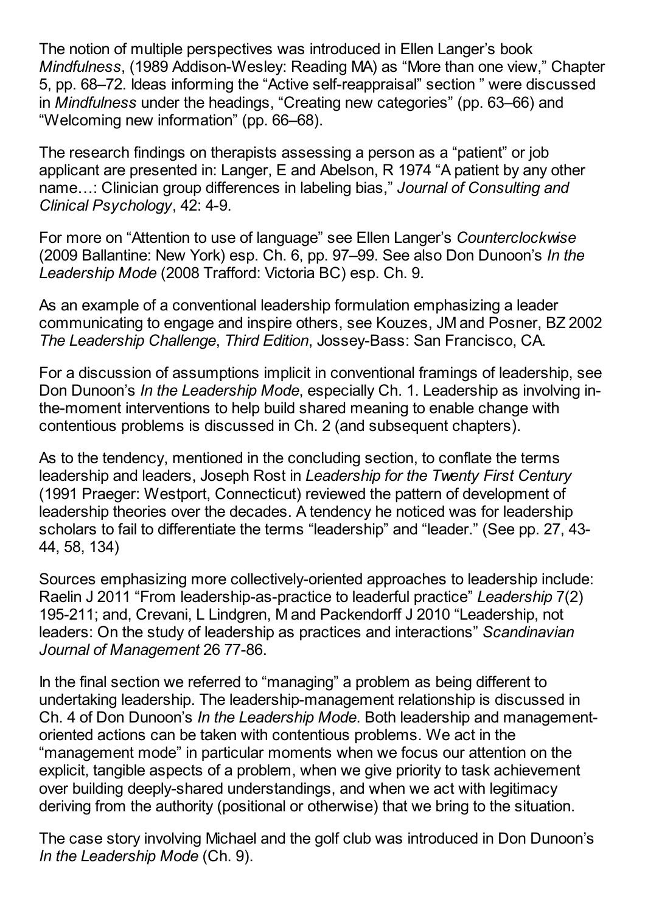The notion of multiple perspectives was introduced in Ellen Langer's book *Mindfulness*, (1989 Addison-Wesley: Reading MA) as "More than one view," Chapter 5, pp. 68–72. Ideas informing the "Active self-reappraisal" section " were discussed in *Mindfulness* under the headings, "Creating new categories" (pp. 63–66) and "Welcoming new information" (pp. 66–68).

The research findings on therapists assessing a person as a "patient" or job applicant are presented in: Langer, E and Abelson, R 1974 "A patient by any other name…: Clinician group differences in labeling bias," *Journal of Consulting and Clinical Psychology*, 42: 4-9.

For more on "Attention to use of language" see Ellen Langer's *Counterclockwise* (2009 Ballantine: New York) esp. Ch. 6, pp. 97–99. See also Don Dunoon's *In the Leadership Mode* (2008 Trafford: Victoria BC) esp. Ch. 9.

As an example of a conventional leadership formulation emphasizing a leader communicating to engage and inspire others, see Kouzes, JM and Posner, BZ 2002 *The Leadership Challenge*, *Third Edition*, Jossey-Bass: San Francisco, CA.

For a discussion of assumptions implicit in conventional framings of leadership, see Don Dunoon's *In the Leadership Mode*, especially Ch. 1. Leadership as involving in-the-moment interventions to help build shared meaning to enable change with contentious problems is discussed in Ch. 2 (and subsequent chapters).

As to the tendency, mentioned in the concluding section, to conflate the terms leadership and leaders, Joseph Rost in *Leadership for the Twenty First Century* (1991 Praeger: Westport, Connecticut) reviewed the pattern of development of leadership theories over the decades. A tendency he noticed was for leadership scholars to fail to differentiate the terms "leadership" and "leader." (See pp. 27, 43-44, 58, 134)

Sources emphasizing more collectively-oriented approaches to leadership include: Raelin J 2011 "From leadership-as-practice to leaderful practice" *Leadership* 7(2) 195-211; and, Crevani, L Lindgren, M and Packendorff J 2010 "Leadership, not leaders: On the study of leadership as practices and interactions" *Scandinavian Journal of Management* 26 77-86.

In the final section we referred to "managing" a problem as being different to undertaking leadership. The leadership-management relationship is discussed in Ch. 4 of Don Dunoon's *In the Leadership Mode*. Both leadership and management-oriented actions can be taken with contentious problems. We act in the "management mode" in particular moments when we focus our attention on the explicit, tangible aspects of a problem, when we give priority to task achievement over building deeply-shared understandings, and when we act with legitimacy deriving from the authority (positional or otherwise) that we bring to the situation.

The case story involving Michael and the golf club was introduced in Don Dunoon's *In the Leadership Mode* (Ch. 9).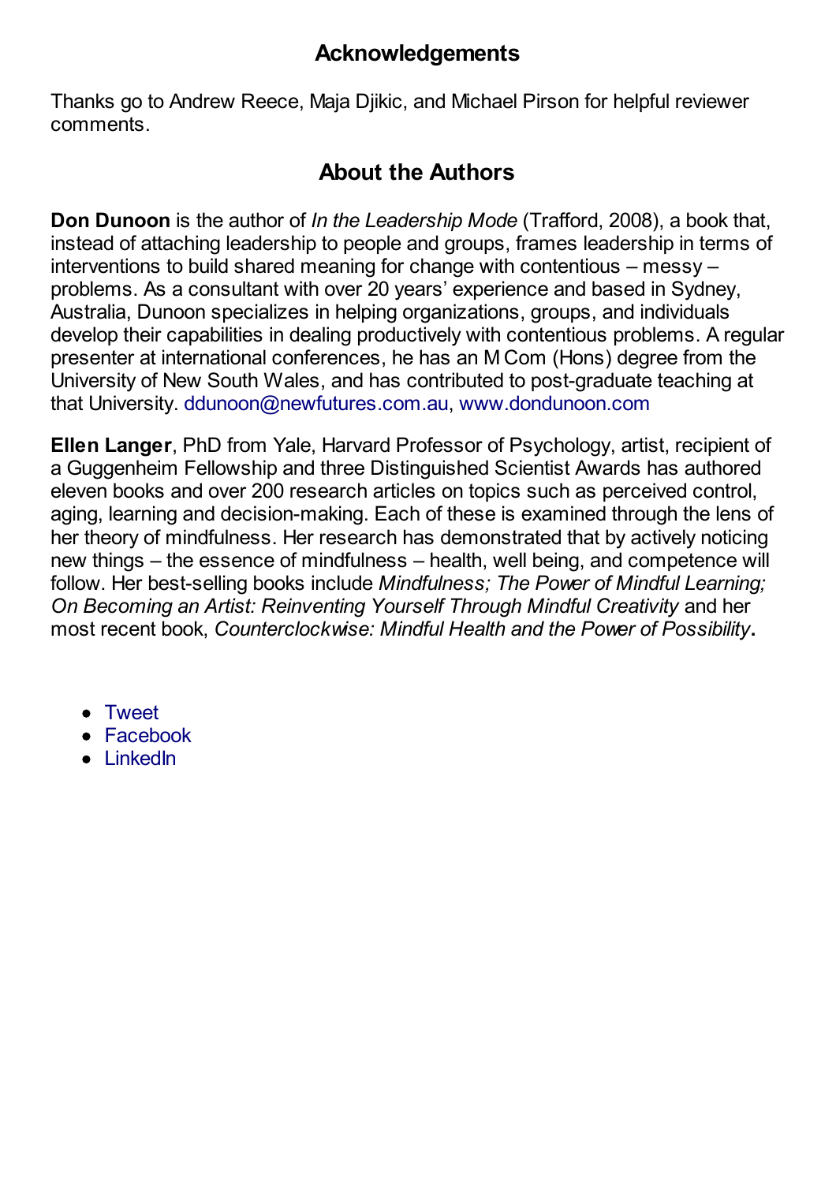## Acknowledgements

Thanks go to Andrew Reece, Maja Djikic, and Michael Pirson for helpful reviewer comments.

## About the Authors

**Don Dunoon** is the author of *In the Leadership Mode* (Trafford, 2008), a book that, instead of attaching leadership to people and groups, frames leadership in terms of interventions to build shared meaning for change with contentious – messy – problems. As a consultant with over 20 years' experience and based in Sydney, Australia, Dunoon specializes in helping organizations, groups, and individuals develop their capabilities in dealing productively with contentious problems. A regular presenter at international conferences, he has an M Com (Hons) degree from the University of New South Wales, and has contributed to post-graduate teaching at that University. ddunoon@newfutures.com.au, www.dondunoon.com

**Ellen Langer**, PhD from Yale, Harvard Professor of Psychology, artist, recipient of a Guggenheim Fellowship and three Distinguished Scientist Awards has authored eleven books and over 200 research articles on topics such as perceived control, aging, learning and decision-making. Each of these is examined through the lens of her theory of mindfulness. Her research has demonstrated that by actively noticing new things – the essence of mindfulness – health, well being, and competence will follow. Her best-selling books include *Mindfulness; The Power of Mindful Learning; On Becoming an Artist: Reinventing Yourself Through Mindful Creativity* and her most recent book, *Counterclockwise: Mindful Health and the Power of Possibility*.

- Tweet
- Facebook
- LinkedIn